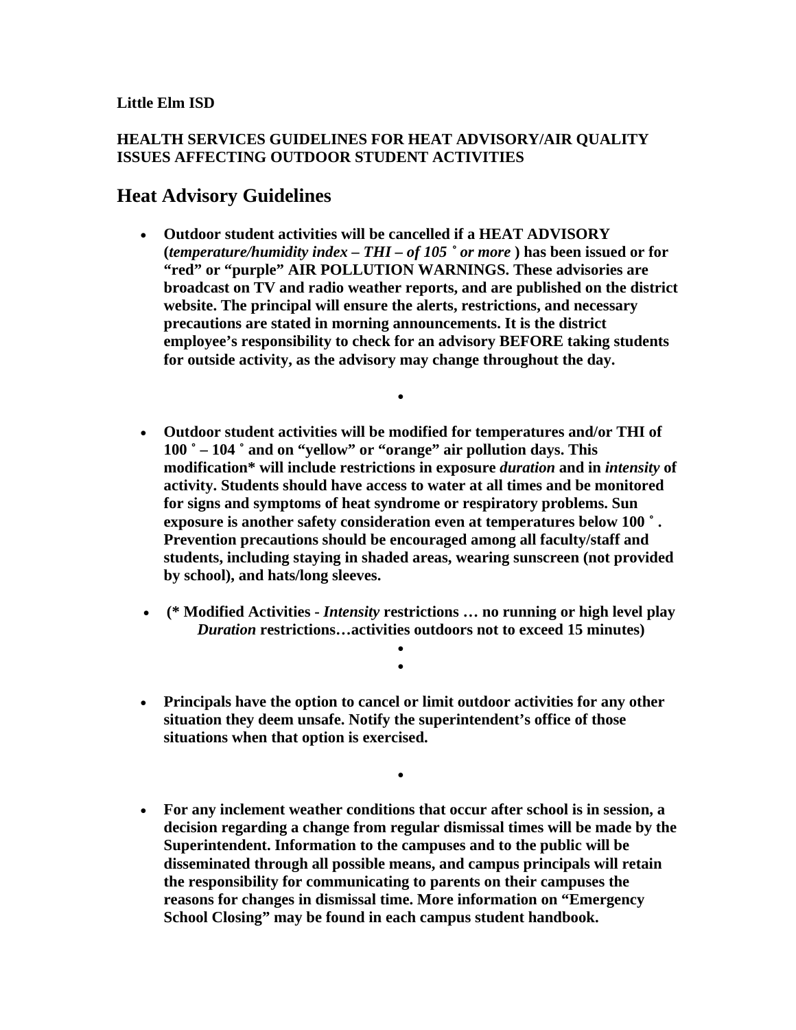**Little Elm ISD**

**HEALTH SERVICES GUIDELINES FOR HEAT ADVISORY/AIR QUALITY ISSUES AFFECTING OUTDOOR STUDENT ACTIVITIES**

## Heat Advisory Guidelines

- **Outdoor student activities will be cancelled if a HEAT ADVISORY (*temperature/humidity index – THI – of 105 ˚ or more* ) has been issued or for "red" or "purple" AIR POLLUTION WARNINGS. These advisories are broadcast on TV and radio weather reports, and are published on the district website. The principal will ensure the alerts, restrictions, and necessary precautions are stated in morning announcements. It is the district employee's responsibility to check for an advisory BEFORE taking students for outside activity, as the advisory may change throughout the day.**

- **Outdoor student activities will be modified for temperatures and/or THI of 100 ˚ – 104 ˚ and on "yellow" or "orange" air pollution days. This modification\* will include restrictions in exposure *duration* and in *intensity* of activity. Students should have access to water at all times and be monitored for signs and symptoms of heat syndrome or respiratory problems. Sun exposure is another safety consideration even at temperatures below 100 ˚ . Prevention precautions should be encouraged among all faculty/staff and students, including staying in shaded areas, wearing sunscreen (not provided by school), and hats/long sleeves.**

- **(\* Modified Activities - *Intensity* restrictions … no running or high level play *Duration* restrictions…activities outdoors not to exceed 15 minutes)**

- **Principals have the option to cancel or limit outdoor activities for any other situation they deem unsafe. Notify the superintendent's office of those situations when that option is exercised.**

- **For any inclement weather conditions that occur after school is in session, a decision regarding a change from regular dismissal times will be made by the Superintendent. Information to the campuses and to the public will be disseminated through all possible means, and campus principals will retain the responsibility for communicating to parents on their campuses the reasons for changes in dismissal time. More information on "Emergency School Closing" may be found in each campus student handbook.**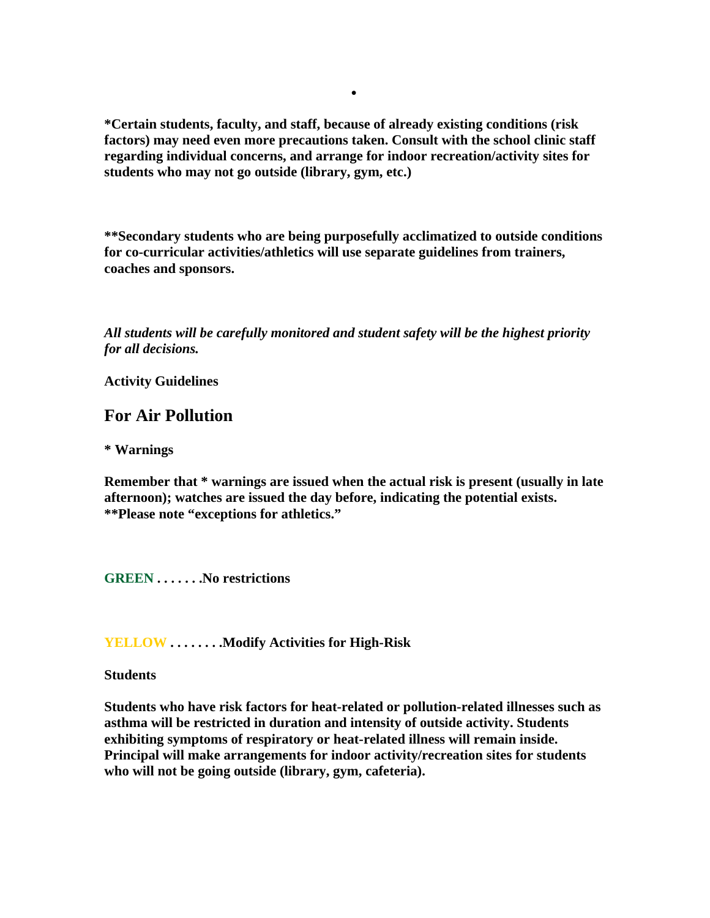•

**\*Certain students, faculty, and staff, because of already existing conditions (risk factors) may need even more precautions taken. Consult with the school clinic staff regarding individual concerns, and arrange for indoor recreation/activity sites for students who may not go outside (library, gym, etc.)**

**\*\*Secondary students who are being purposefully acclimatized to outside conditions for co-curricular activities/athletics will use separate guidelines from trainers, coaches and sponsors.**

***All students will be carefully monitored and student safety will be the highest priority for all decisions.***

**Activity Guidelines**

## For Air Pollution

**\* Warnings**

**Remember that \* warnings are issued when the actual risk is present (usually in late afternoon); watches are issued the day before, indicating the potential exists. \*\*Please note "exceptions for athletics."**

**GREEN . . . . . . .No restrictions**

**YELLOW . . . . . . . .Modify Activities for High-Risk**

**Students**

**Students who have risk factors for heat-related or pollution-related illnesses such as asthma will be restricted in duration and intensity of outside activity. Students exhibiting symptoms of respiratory or heat-related illness will remain inside. Principal will make arrangements for indoor activity/recreation sites for students who will not be going outside (library, gym, cafeteria).**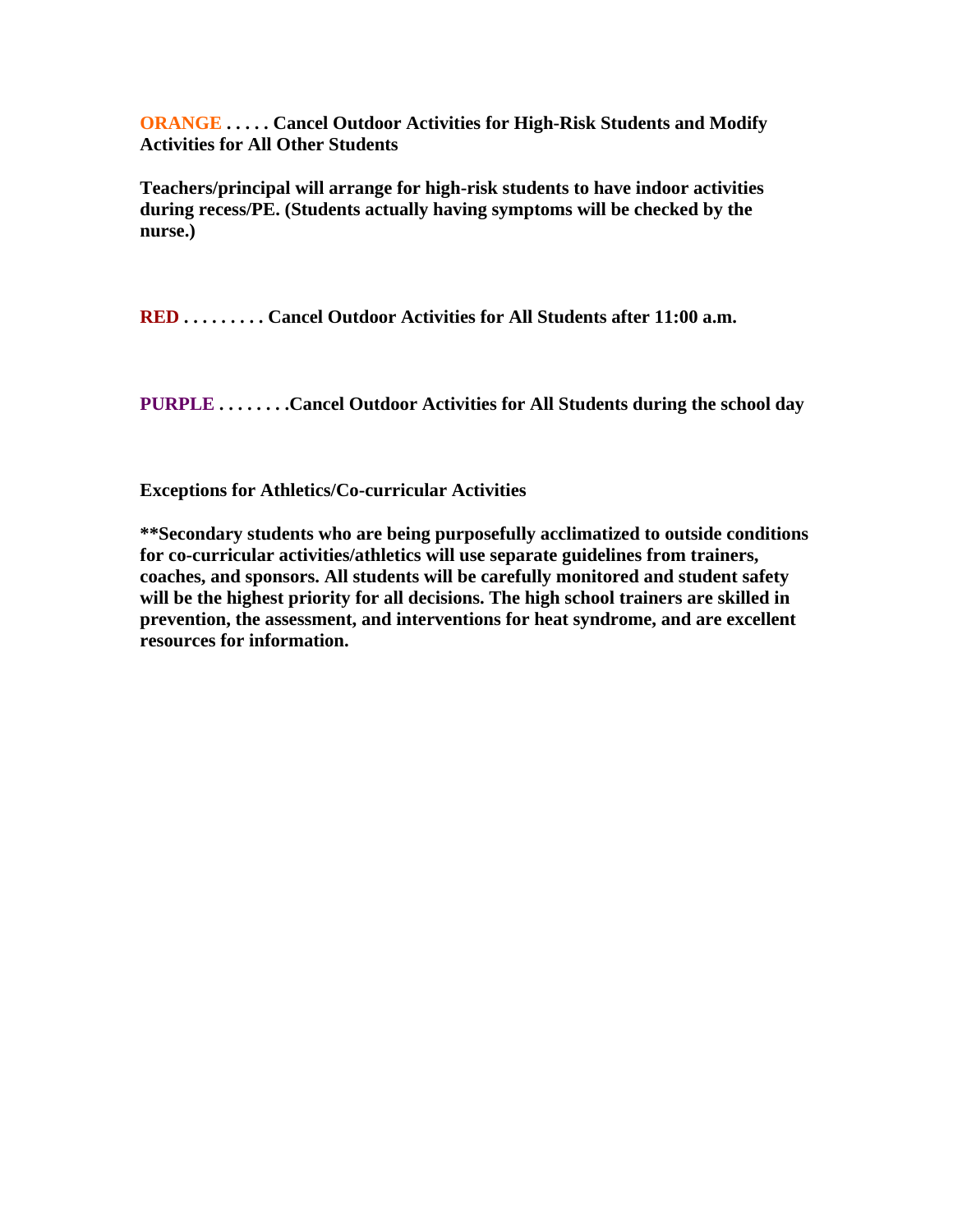**ORANGE . . . . . Cancel Outdoor Activities for High-Risk Students and Modify Activities for All Other Students**

**Teachers/principal will arrange for high-risk students to have indoor activities during recess/PE. (Students actually having symptoms will be checked by the nurse.)**

**RED . . . . . . . . . Cancel Outdoor Activities for All Students after 11:00 a.m.**

**PURPLE . . . . . . . .Cancel Outdoor Activities for All Students during the school day**

**Exceptions for Athletics/Co-curricular Activities**

****Secondary students who are being purposefully acclimatized to outside conditions for co-curricular activities/athletics will use separate guidelines from trainers, coaches, and sponsors. All students will be carefully monitored and student safety will be the highest priority for all decisions. The high school trainers are skilled in prevention, the assessment, and interventions for heat syndrome, and are excellent resources for information.**